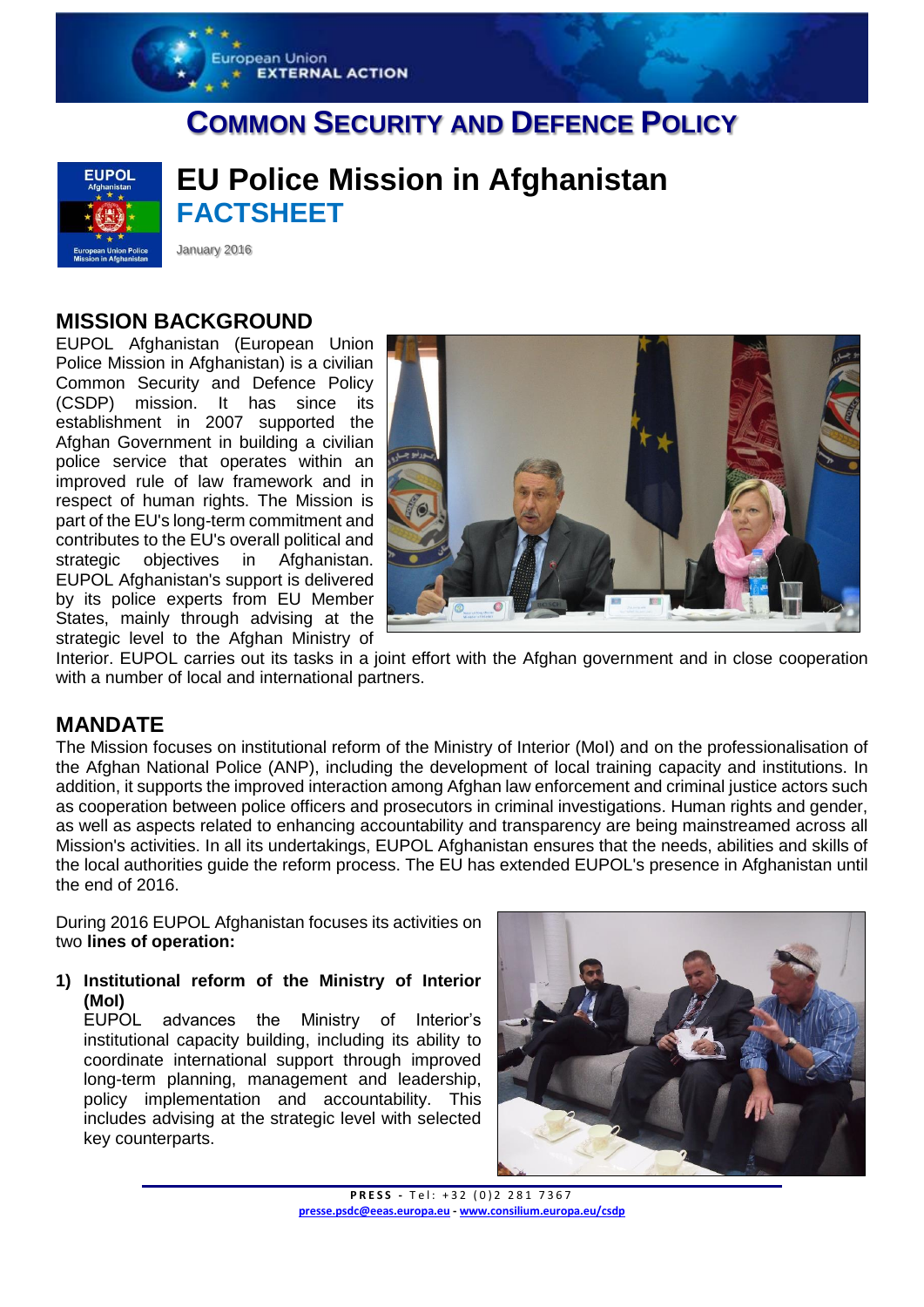# COMMON SECURITY AND DEFENCE POLICY

# EU Police Mission in Afghanistan

## FACTSHEET

January 2016

## MISSION BACKGROUND

EUPOL Afghanistan (European Union Police Mission in Afghanistan) is a civilian Common Security and Defence Policy (CSDP) mission. It has since its establishment in 2007 supported the Afghan Government in building a civilian police service that operates within an improved rule of law framework and in respect of human rights. The Mission is part of the EU's long-term commitment and contributes to the EU's overall political and strategic objectives in Afghanistan. EUPOL Afghanistan's support is delivered by its police experts from EU Member States, mainly through advising at the strategic level to the Afghan Ministry of Interior. EUPOL carries out its tasks in a joint effort with the Afghan government and in close cooperation with a number of local and international partners.

## MANDATE

The Mission focuses on institutional reform of the Ministry of Interior (MoI) and on the professionalisation of the Afghan National Police (ANP), including the development of local training capacity and institutions. In addition, it supports the improved interaction among Afghan law enforcement and criminal justice actors such as cooperation between police officers and prosecutors in criminal investigations. Human rights and gender, as well as aspects related to enhancing accountability and transparency are being mainstreamed across all Mission's activities. In all its undertakings, EUPOL Afghanistan ensures that the needs, abilities and skills of the local authorities guide the reform process. The EU has extended EUPOL's presence in Afghanistan until the end of 2016.

During 2016 EUPOL Afghanistan focuses its activities on two **lines of operation:**

1) **Institutional reform of the Ministry of Interior (MoI)**
   EUPOL advances the Ministry of Interior's institutional capacity building, including its ability to coordinate international support through improved long-term planning, management and leadership, policy implementation and accountability. This includes advising at the strategic level with selected key counterparts.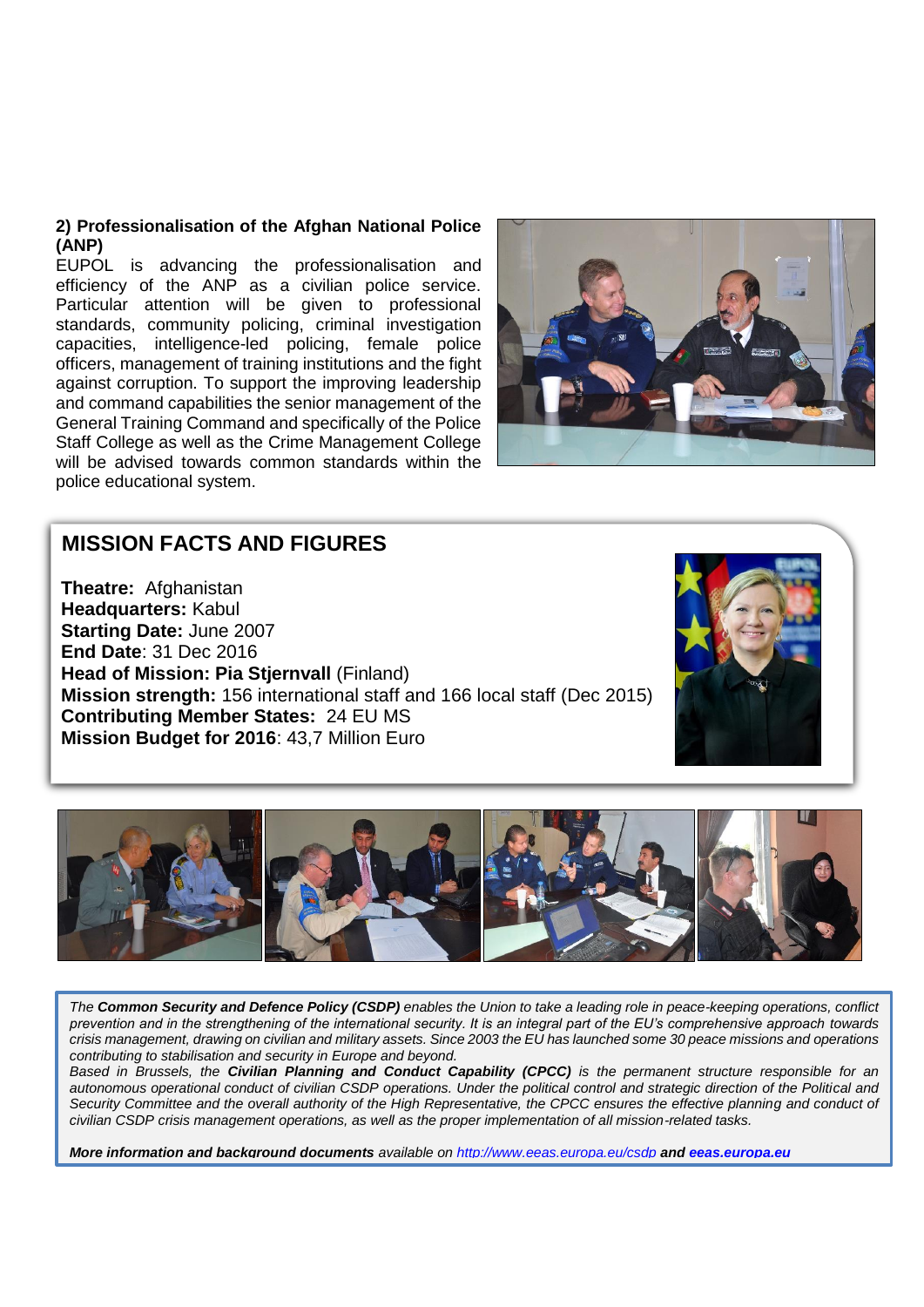**2) Professionalisation of the Afghan National Police (ANP)**

EUPOL is advancing the professionalisation and efficiency of the ANP as a civilian police service. Particular attention will be given to professional standards, community policing, criminal investigation capacities, intelligence-led policing, female police officers, management of training institutions and the fight against corruption. To support the improving leadership and command capabilities the senior management of the General Training Command and specifically of the Police Staff College as well as the Crime Management College will be advised towards common standards within the police educational system.

## MISSION FACTS AND FIGURES

**Theatre:** Afghanistan
**Headquarters:** Kabul
**Starting Date:** June 2007
**End Date**: 31 Dec 2016
**Head of Mission: Pia Stjernvall** (Finland)
**Mission strength:** 156 international staff and 166 local staff (Dec 2015)
**Contributing Member States:** 24 EU MS
**Mission Budget for 2016**: 43,7 Million Euro

*The **Common Security and Defence Policy (CSDP)** enables the Union to take a leading role in peace-keeping operations, conflict prevention and in the strengthening of the international security. It is an integral part of the EU's comprehensive approach towards crisis management, drawing on civilian and military assets. Since 2003 the EU has launched some 30 peace missions and operations contributing to stabilisation and security in Europe and beyond.*

*Based in Brussels, the **Civilian Planning and Conduct Capability (CPCC)** is the permanent structure responsible for an autonomous operational conduct of civilian CSDP operations. Under the political control and strategic direction of the Political and Security Committee and the overall authority of the High Representative, the CPCC ensures the effective planning and conduct of civilian CSDP crisis management operations, as well as the proper implementation of all mission-related tasks.*

***More information and background documents** available on http://www.eeas.europa.eu/csdp **and eeas.europa.eu***